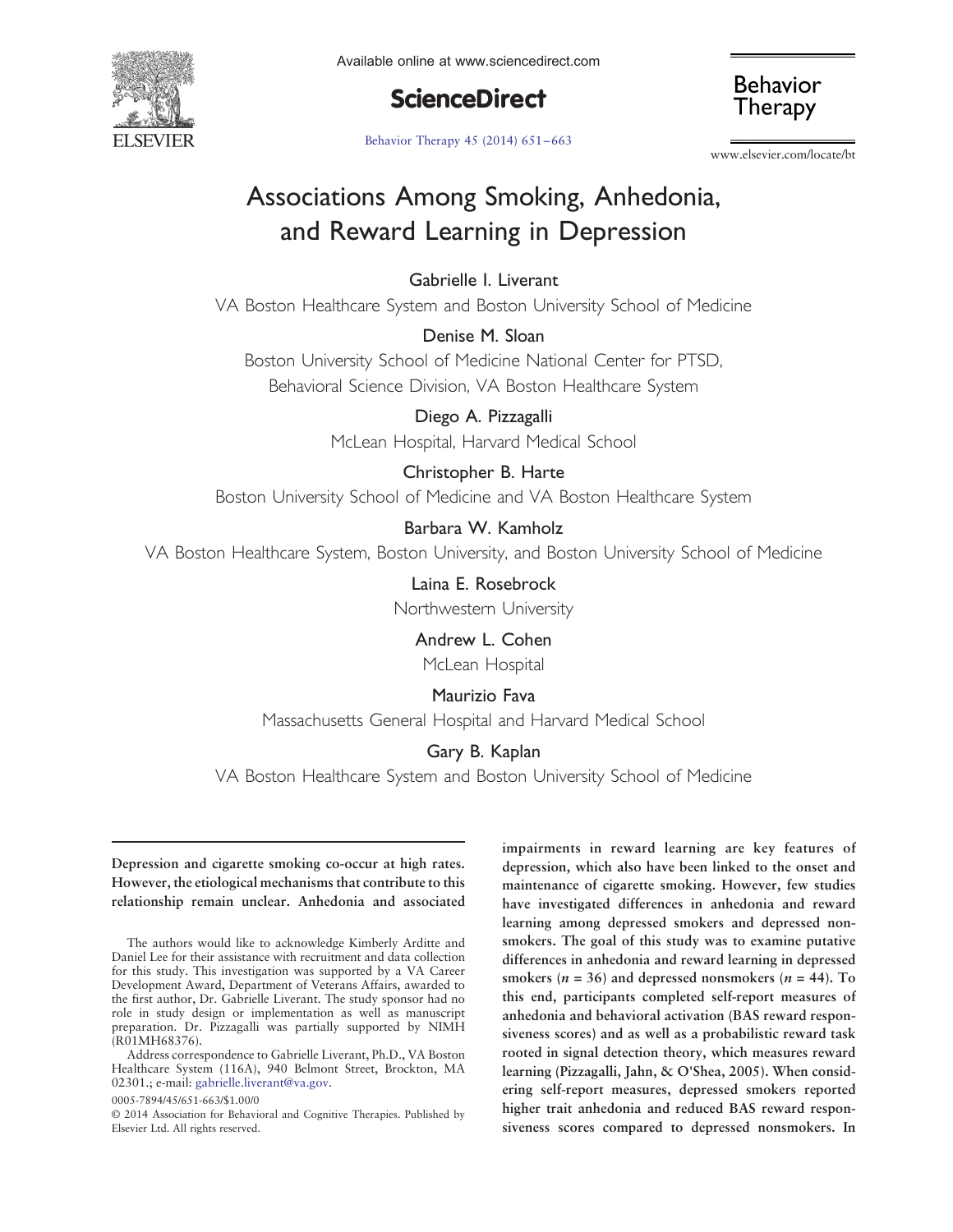# Associations Among Smoking, Anhedonia, and Reward Learning in Depression

Gabrielle I. Liverant
VA Boston Healthcare System and Boston University School of Medicine

Denise M. Sloan
Boston University School of Medicine National Center for PTSD, Behavioral Science Division, VA Boston Healthcare System

Diego A. Pizzagalli
McLean Hospital, Harvard Medical School

Christopher B. Harte
Boston University School of Medicine and VA Boston Healthcare System

Barbara W. Kamholz
VA Boston Healthcare System, Boston University, and Boston University School of Medicine

Laina E. Rosebrock
Northwestern University

Andrew L. Cohen
McLean Hospital

Maurizio Fava
Massachusetts General Hospital and Harvard Medical School

Gary B. Kaplan
VA Boston Healthcare System and Boston University School of Medicine

**Depression and cigarette smoking co-occur at high rates. However, the etiological mechanisms that contribute to this relationship remain unclear. Anhedonia and associated impairments in reward learning are key features of depression, which also have been linked to the onset and maintenance of cigarette smoking. However, few studies have investigated differences in anhedonia and reward learning among depressed smokers and depressed nonsmokers. The goal of this study was to examine putative differences in anhedonia and reward learning in depressed smokers ($n$ = 36) and depressed nonsmokers ($n$ = 44). To this end, participants completed self-report measures of anhedonia and behavioral activation (BAS reward responsiveness scores) and as well as a probabilistic reward task rooted in signal detection theory, which measures reward learning (Pizzagalli, Jahn, & O'Shea, 2005). When considering self-report measures, depressed smokers reported higher trait anhedonia and reduced BAS reward responsiveness scores compared to depressed nonsmokers. In**

The authors would like to acknowledge Kimberly Arditte and Daniel Lee for their assistance with recruitment and data collection for this study. This investigation was supported by a VA Career Development Award, Department of Veterans Affairs, awarded to the first author, Dr. Gabrielle Liverant. The study sponsor had no role in study design or implementation as well as manuscript preparation. Dr. Pizzagalli was partially supported by NIMH (R01MH68376).

Address correspondence to Gabrielle Liverant, Ph.D., VA Boston Healthcare System (116A), 940 Belmont Street, Brockton, MA 02301.; e-mail: gabrielle.liverant@va.gov.

0005-7894/45/651-663/$1.00/0

© 2014 Association for Behavioral and Cognitive Therapies. Published by Elsevier Ltd. All rights reserved.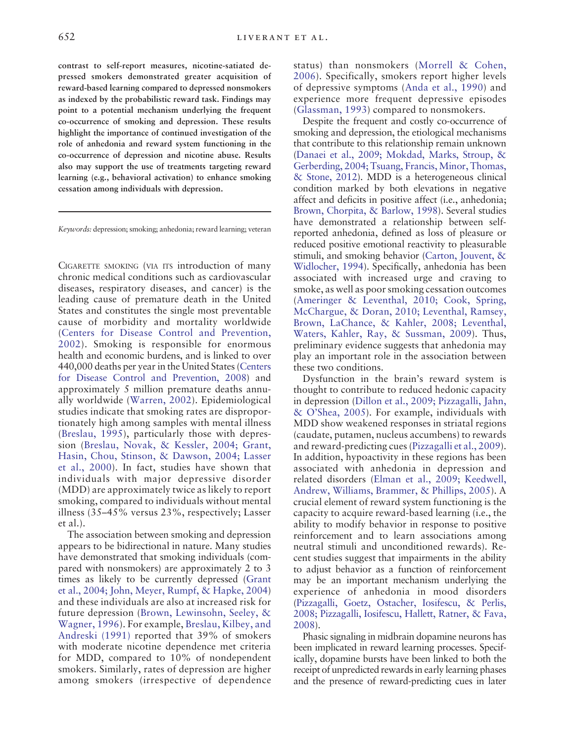**contrast to self-report measures, nicotine-satiated depressed smokers demonstrated greater acquisition of reward-based learning compared to depressed nonsmokers as indexed by the probabilistic reward task. Findings may point to a potential mechanism underlying the frequent co-occurrence of smoking and depression. These results highlight the importance of continued investigation of the role of anhedonia and reward system functioning in the co-occurrence of depression and nicotine abuse. Results also may support the use of treatments targeting reward learning (e.g., behavioral activation) to enhance smoking cessation among individuals with depression.**

---

*Keywords:* depression; smoking; anhedonia; reward learning; veteran

Cigarette smoking (via its introduction of many chronic medical conditions such as cardiovascular diseases, respiratory diseases, and cancer) is the leading cause of premature death in the United States and constitutes the single most preventable cause of morbidity and mortality worldwide (Centers for Disease Control and Prevention, 2002). Smoking is responsible for enormous health and economic burdens, and is linked to over 440,000 deaths per year in the United States (Centers for Disease Control and Prevention, 2008) and approximately 5 million premature deaths annually worldwide (Warren, 2002). Epidemiological studies indicate that smoking rates are disproportionately high among samples with mental illness (Breslau, 1995), particularly those with depression (Breslau, Novak, & Kessler, 2004; Grant, Hasin, Chou, Stinson, & Dawson, 2004; Lasser et al., 2000). In fact, studies have shown that individuals with major depressive disorder (MDD) are approximately twice as likely to report smoking, compared to individuals without mental illness (35–45% versus 23%, respectively; Lasser et al.).

The association between smoking and depression appears to be bidirectional in nature. Many studies have demonstrated that smoking individuals (compared with nonsmokers) are approximately 2 to 3 times as likely to be currently depressed (Grant et al., 2004; John, Meyer, Rumpf, & Hapke, 2004) and these individuals are also at increased risk for future depression (Brown, Lewinsohn, Seeley, & Wagner, 1996). For example, Breslau, Kilbey, and Andreski (1991) reported that 39% of smokers with moderate nicotine dependence met criteria for MDD, compared to 10% of nondependent smokers. Similarly, rates of depression are higher among smokers (irrespective of dependence status) than nonsmokers (Morrell & Cohen, 2006). Specifically, smokers report higher levels of depressive symptoms (Anda et al., 1990) and experience more frequent depressive episodes (Glassman, 1993) compared to nonsmokers.

Despite the frequent and costly co-occurrence of smoking and depression, the etiological mechanisms that contribute to this relationship remain unknown (Danaei et al., 2009; Mokdad, Marks, Stroup, & Gerberding, 2004; Tsuang, Francis, Minor, Thomas, & Stone, 2012). MDD is a heterogeneous clinical condition marked by both elevations in negative affect and deficits in positive affect (i.e., anhedonia; Brown, Chorpita, & Barlow, 1998). Several studies have demonstrated a relationship between self-reported anhedonia, defined as loss of pleasure or reduced positive emotional reactivity to pleasurable stimuli, and smoking behavior (Carton, Jouvent, & Widlocher, 1994). Specifically, anhedonia has been associated with increased urge and craving to smoke, as well as poor smoking cessation outcomes (Ameringer & Leventhal, 2010; Cook, Spring, McChargue, & Doran, 2010; Leventhal, Ramsey, Brown, LaChance, & Kahler, 2008; Leventhal, Waters, Kahler, Ray, & Sussman, 2009). Thus, preliminary evidence suggests that anhedonia may play an important role in the association between these two conditions.

Dysfunction in the brain's reward system is thought to contribute to reduced hedonic capacity in depression (Dillon et al., 2009; Pizzagalli, Jahn, & O'Shea, 2005). For example, individuals with MDD show weakened responses in striatal regions (caudate, putamen, nucleus accumbens) to rewards and reward-predicting cues (Pizzagalli et al., 2009). In addition, hypoactivity in these regions has been associated with anhedonia in depression and related disorders (Elman et al., 2009; Keedwell, Andrew, Williams, Brammer, & Phillips, 2005). A crucial element of reward system functioning is the capacity to acquire reward-based learning (i.e., the ability to modify behavior in response to positive reinforcement and to learn associations among neutral stimuli and unconditioned rewards). Recent studies suggest that impairments in the ability to adjust behavior as a function of reinforcement may be an important mechanism underlying the experience of anhedonia in mood disorders (Pizzagalli, Goetz, Ostacher, Iosifescu, & Perlis, 2008; Pizzagalli, Iosifescu, Hallett, Ratner, & Fava, 2008).

Phasic signaling in midbrain dopamine neurons has been implicated in reward learning processes. Specifically, dopamine bursts have been linked to both the receipt of unpredicted rewards in early learning phases and the presence of reward-predicting cues in later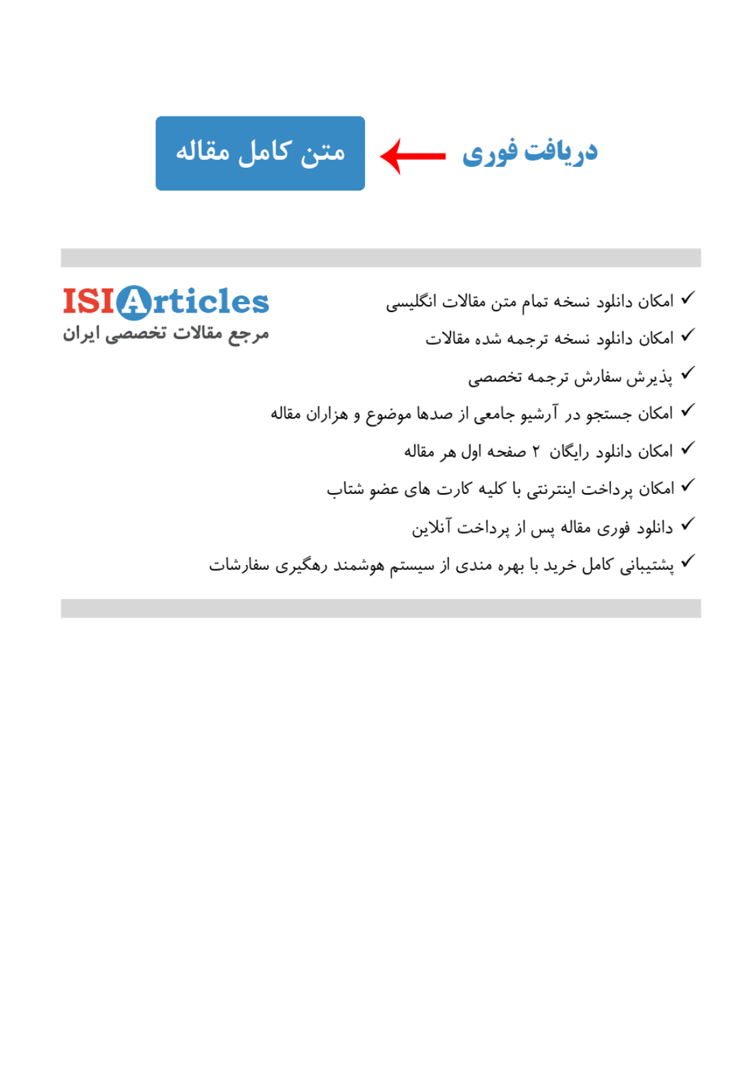دریافت فوری ← **متن کامل مقاله**

**ISIArticles**
مرجع مقالات تخصصی ایران

- ✓ امکان دانلود نسخه تمام متن مقالات انگلیسی
- ✓ امکان دانلود نسخه ترجمه شده مقالات
- ✓ پذیرش سفارش ترجمه تخصصی
- ✓ امکان جستجو در آرشیو جامعی از صدها موضوع و هزاران مقاله
- ✓ امکان دانلود رایگان ۲ صفحه اول هر مقاله
- ✓ امکان پرداخت اینترنتی با کلیه کارت های عضو شتاب
- ✓ دانلود فوری مقاله پس از پرداخت آنلاین
- ✓ پشتیبانی کامل خرید با بهره مندی از سیستم هوشمند رهگیری سفارشات